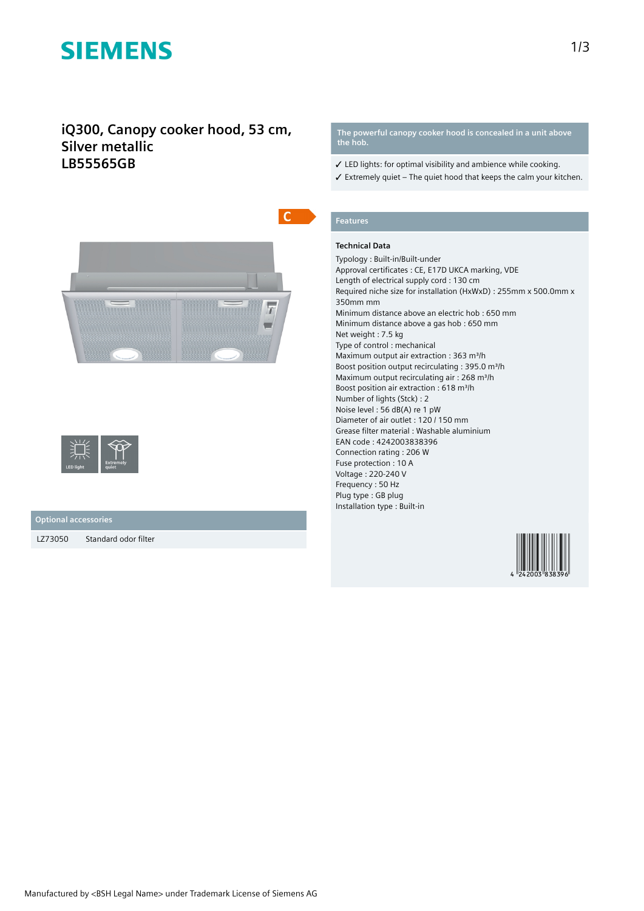# iQ300, Canopy cooker hood, 53 cm, Silver metallic
# LB55565GB

C

LED light

Extremely quiet

## Optional accessories

| | |
|---|---|
| LZ73050 | Standard odor filter |

**The powerful canopy cooker hood is concealed in a unit above the hob.**

✓ LED lights: for optimal visibility and ambience while cooking.
✓ Extremely quiet – The quiet hood that keeps the calm your kitchen.

## Features

### Technical Data

Typology : Built-in/Built-under
Approval certificates : CE, E17D UKCA marking, VDE
Length of electrical supply cord : 130 cm
Required niche size for installation (HxWxD) : 255mm x 500.0mm x 350mm mm
Minimum distance above an electric hob : 650 mm
Minimum distance above a gas hob : 650 mm
Net weight : 7.5 kg
Type of control : mechanical
Maximum output air extraction : 363 m³/h
Boost position output recirculating : 395.0 m³/h
Maximum output recirculating air : 268 m³/h
Boost position air extraction : 618 m³/h
Number of lights (Stck) : 2
Noise level : 56 dB(A) re 1 pW
Diameter of air outlet : 120 / 150 mm
Grease filter material : Washable aluminium
EAN code : 4242003838396
Connection rating : 206 W
Fuse protection : 10 A
Voltage : 220-240 V
Frequency : 50 Hz
Plug type : GB plug
Installation type : Built-in

4 242003 838396

Manufactured by <BSH Legal Name> under Trademark License of Siemens AG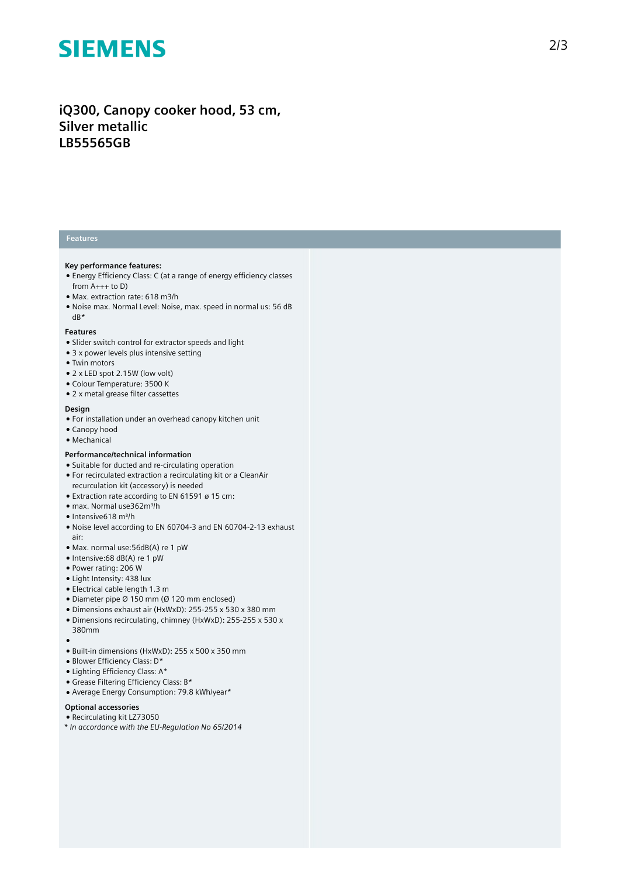# iQ300, Canopy cooker hood, 53 cm, Silver metallic
# LB55565GB

## Features

**Key performance features:**

- Energy Efficiency Class: C (at a range of energy efficiency classes from A+++ to D)
- Max. extraction rate: 618 m3/h
- Noise max. Normal Level: Noise, max. speed in normal us: 56 dB dB*

**Features**

- Slider switch control for extractor speeds and light
- 3 x power levels plus intensive setting
- Twin motors
- 2 x LED spot 2.15W (low volt)
- Colour Temperature: 3500 K
- 2 x metal grease filter cassettes

**Design**

- For installation under an overhead canopy kitchen unit
- Canopy hood
- Mechanical

**Performance/technical information**

- Suitable for ducted and re-circulating operation
- For recirculated extraction a recirculating kit or a CleanAir recurculation kit (accessory) is needed
- Extraction rate according to EN 61591 ø 15 cm:
- max. Normal use362m³/h
- Intensive618 m³/h
- Noise level according to EN 60704-3 and EN 60704-2-13 exhaust air:
- Max. normal use:56dB(A) re 1 pW
- Intensive:68 dB(A) re 1 pW
- Power rating: 206 W
- Light Intensity: 438 lux
- Electrical cable length 1.3 m
- Diameter pipe Ø 150 mm (Ø 120 mm enclosed)
- Dimensions exhaust air (HxWxD): 255-255 x 530 x 380 mm
- Dimensions recirculating, chimney (HxWxD): 255-255 x 530 x 380mm
- 
- Built-in dimensions (HxWxD): 255 x 500 x 350 mm
- Blower Efficiency Class: D*
- Lighting Efficiency Class: A*
- Grease Filtering Efficiency Class: B*
- Average Energy Consumption: 79.8 kWh/year*

**Optional accessories**

- Recirculating kit LZ73050

*\* In accordance with the EU-Regulation No 65/2014*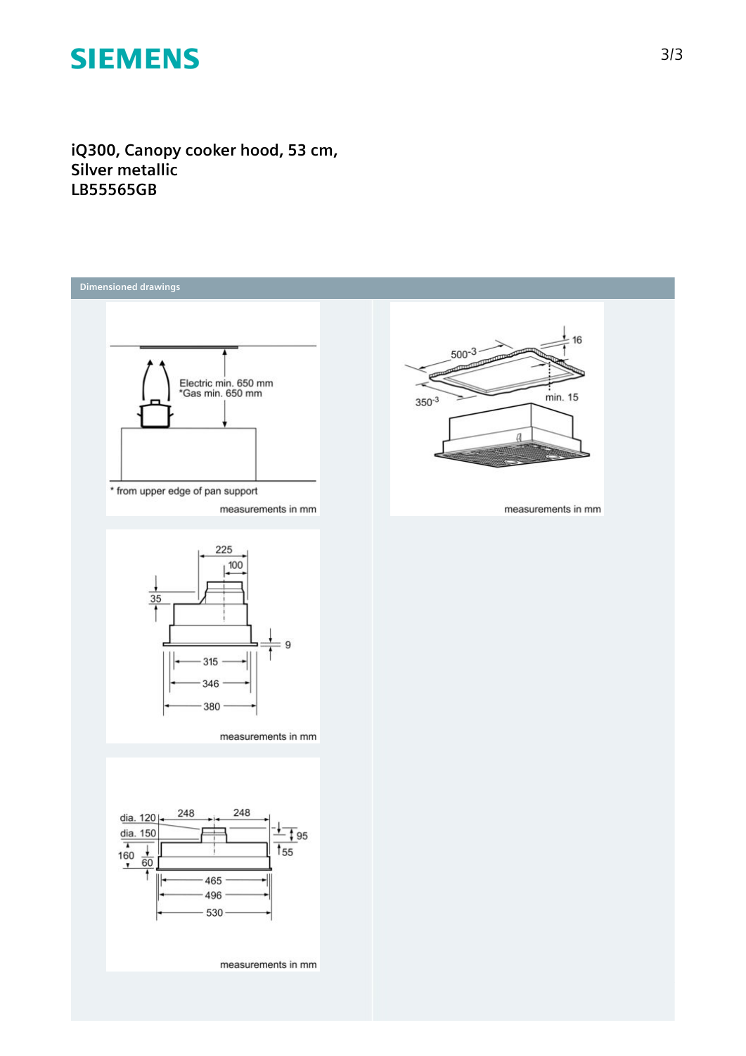# iQ300, Canopy cooker hood, 53 cm, Silver metallic LB55565GB

## Dimensioned drawings

Electric min. 650 mm
*Gas min. 650 mm

* from upper edge of pan support

measurements in mm

500-3
16
350-3
min. 15

measurements in mm

225
100
35
9
315
346
380

measurements in mm

dia. 120
dia. 150
248
248
95
55
160
60
465
496
530

measurements in mm